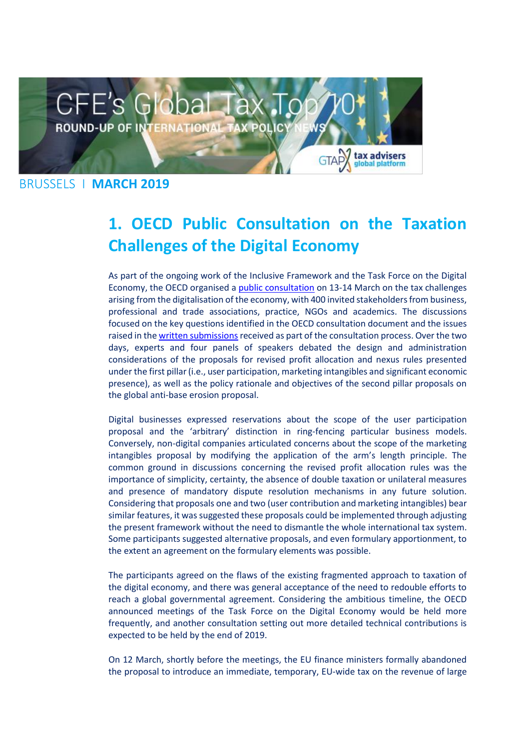BRUSSELS I **MARCH 2019**

# 1. OECD Public Consultation on the Taxation Challenges of the Digital Economy

As part of the ongoing work of the Inclusive Framework and the Task Force on the Digital Economy, the OECD organised a public consultation on 13-14 March on the tax challenges arising from the digitalisation of the economy, with 400 invited stakeholders from business, professional and trade associations, practice, NGOs and academics. The discussions focused on the key questions identified in the OECD consultation document and the issues raised in the written submissions received as part of the consultation process. Over the two days, experts and four panels of speakers debated the design and administration considerations of the proposals for revised profit allocation and nexus rules presented under the first pillar (i.e., user participation, marketing intangibles and significant economic presence), as well as the policy rationale and objectives of the second pillar proposals on the global anti-base erosion proposal.

Digital businesses expressed reservations about the scope of the user participation proposal and the 'arbitrary' distinction in ring-fencing particular business models. Conversely, non-digital companies articulated concerns about the scope of the marketing intangibles proposal by modifying the application of the arm's length principle. The common ground in discussions concerning the revised profit allocation rules was the importance of simplicity, certainty, the absence of double taxation or unilateral measures and presence of mandatory dispute resolution mechanisms in any future solution. Considering that proposals one and two (user contribution and marketing intangibles) bear similar features, it was suggested these proposals could be implemented through adjusting the present framework without the need to dismantle the whole international tax system. Some participants suggested alternative proposals, and even formulary apportionment, to the extent an agreement on the formulary elements was possible.

The participants agreed on the flaws of the existing fragmented approach to taxation of the digital economy, and there was general acceptance of the need to redouble efforts to reach a global governmental agreement. Considering the ambitious timeline, the OECD announced meetings of the Task Force on the Digital Economy would be held more frequently, and another consultation setting out more detailed technical contributions is expected to be held by the end of 2019.

On 12 March, shortly before the meetings, the EU finance ministers formally abandoned the proposal to introduce an immediate, temporary, EU-wide tax on the revenue of large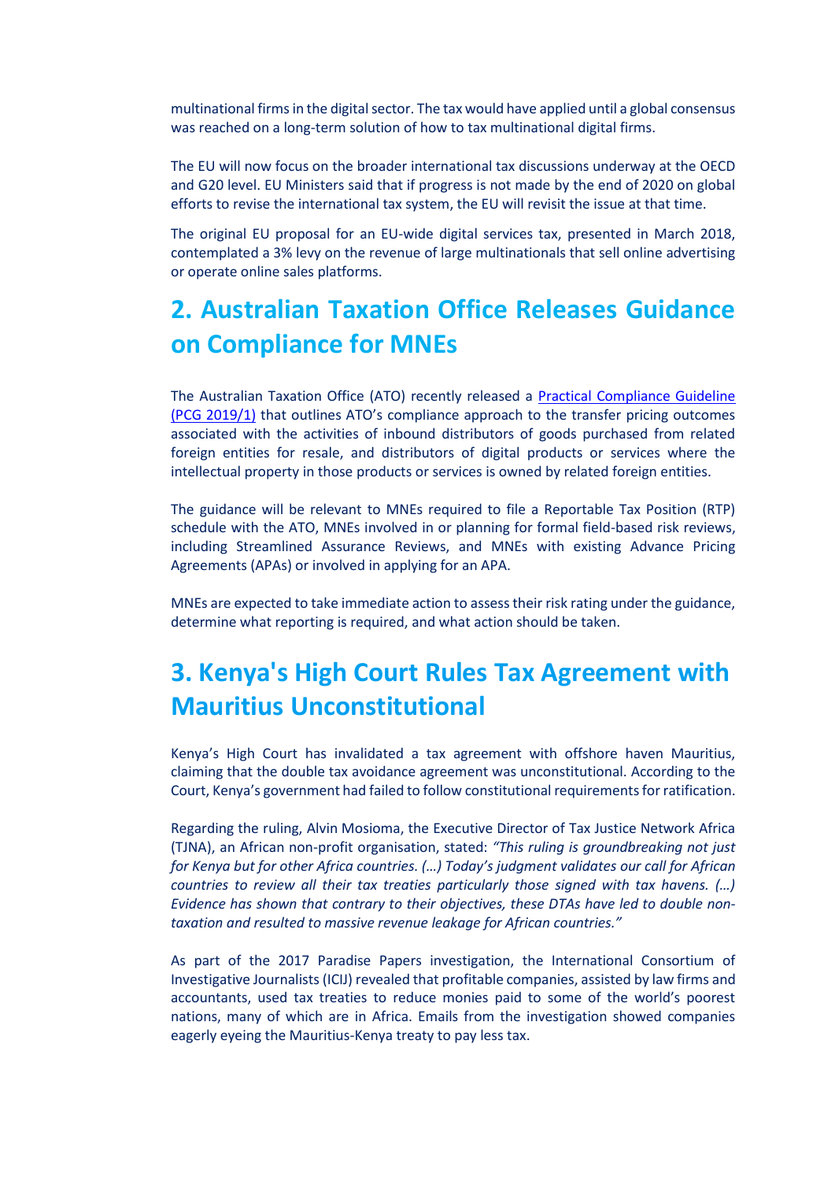multinational firms in the digital sector. The tax would have applied until a global consensus was reached on a long-term solution of how to tax multinational digital firms.

The EU will now focus on the broader international tax discussions underway at the OECD and G20 level. EU Ministers said that if progress is not made by the end of 2020 on global efforts to revise the international tax system, the EU will revisit the issue at that time.

The original EU proposal for an EU-wide digital services tax, presented in March 2018, contemplated a 3% levy on the revenue of large multinationals that sell online advertising or operate online sales platforms.

## 2. Australian Taxation Office Releases Guidance on Compliance for MNEs

The Australian Taxation Office (ATO) recently released a [Practical Compliance Guideline (PCG 2019/1)]() that outlines ATO's compliance approach to the transfer pricing outcomes associated with the activities of inbound distributors of goods purchased from related foreign entities for resale, and distributors of digital products or services where the intellectual property in those products or services is owned by related foreign entities.

The guidance will be relevant to MNEs required to file a Reportable Tax Position (RTP) schedule with the ATO, MNEs involved in or planning for formal field-based risk reviews, including Streamlined Assurance Reviews, and MNEs with existing Advance Pricing Agreements (APAs) or involved in applying for an APA.

MNEs are expected to take immediate action to assess their risk rating under the guidance, determine what reporting is required, and what action should be taken.

## 3. Kenya's High Court Rules Tax Agreement with Mauritius Unconstitutional

Kenya's High Court has invalidated a tax agreement with offshore haven Mauritius, claiming that the double tax avoidance agreement was unconstitutional. According to the Court, Kenya's government had failed to follow constitutional requirements for ratification.

Regarding the ruling, Alvin Mosioma, the Executive Director of Tax Justice Network Africa (TJNA), an African non-profit organisation, stated: *"This ruling is groundbreaking not just for Kenya but for other Africa countries. (…) Today's judgment validates our call for African countries to review all their tax treaties particularly those signed with tax havens. (…) Evidence has shown that contrary to their objectives, these DTAs have led to double non-taxation and resulted to massive revenue leakage for African countries."*

As part of the 2017 Paradise Papers investigation, the International Consortium of Investigative Journalists (ICIJ) revealed that profitable companies, assisted by law firms and accountants, used tax treaties to reduce monies paid to some of the world's poorest nations, many of which are in Africa. Emails from the investigation showed companies eagerly eyeing the Mauritius-Kenya treaty to pay less tax.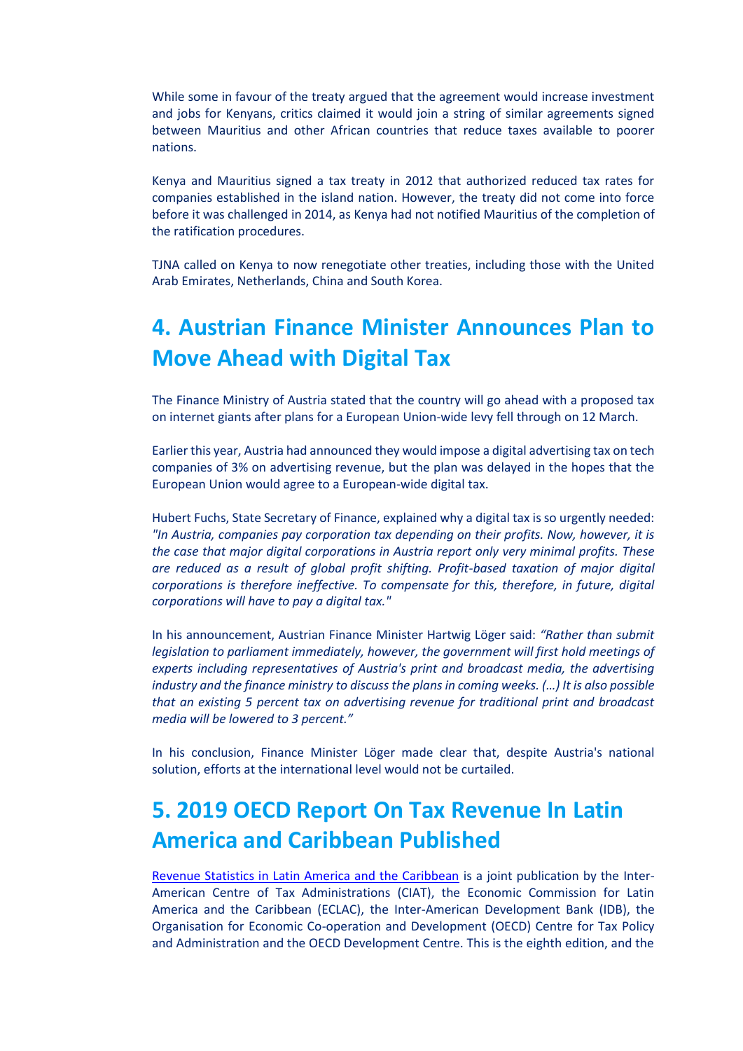While some in favour of the treaty argued that the agreement would increase investment and jobs for Kenyans, critics claimed it would join a string of similar agreements signed between Mauritius and other African countries that reduce taxes available to poorer nations.

Kenya and Mauritius signed a tax treaty in 2012 that authorized reduced tax rates for companies established in the island nation. However, the treaty did not come into force before it was challenged in 2014, as Kenya had not notified Mauritius of the completion of the ratification procedures.

TJNA called on Kenya to now renegotiate other treaties, including those with the United Arab Emirates, Netherlands, China and South Korea.

## 4. Austrian Finance Minister Announces Plan to Move Ahead with Digital Tax

The Finance Ministry of Austria stated that the country will go ahead with a proposed tax on internet giants after plans for a European Union-wide levy fell through on 12 March.

Earlier this year, Austria had announced they would impose a digital advertising tax on tech companies of 3% on advertising revenue, but the plan was delayed in the hopes that the European Union would agree to a European-wide digital tax.

Hubert Fuchs, State Secretary of Finance, explained why a digital tax is so urgently needed: *"In Austria, companies pay corporation tax depending on their profits. Now, however, it is the case that major digital corporations in Austria report only very minimal profits. These are reduced as a result of global profit shifting. Profit-based taxation of major digital corporations is therefore ineffective. To compensate for this, therefore, in future, digital corporations will have to pay a digital tax."*

In his announcement, Austrian Finance Minister Hartwig Löger said: *"Rather than submit legislation to parliament immediately, however, the government will first hold meetings of experts including representatives of Austria's print and broadcast media, the advertising industry and the finance ministry to discuss the plans in coming weeks. (…) It is also possible that an existing 5 percent tax on advertising revenue for traditional print and broadcast media will be lowered to 3 percent."*

In his conclusion, Finance Minister Löger made clear that, despite Austria's national solution, efforts at the international level would not be curtailed.

## 5. 2019 OECD Report On Tax Revenue In Latin America and Caribbean Published

Revenue Statistics in Latin America and the Caribbean is a joint publication by the Inter-American Centre of Tax Administrations (CIAT), the Economic Commission for Latin America and the Caribbean (ECLAC), the Inter-American Development Bank (IDB), the Organisation for Economic Co-operation and Development (OECD) Centre for Tax Policy and Administration and the OECD Development Centre. This is the eighth edition, and the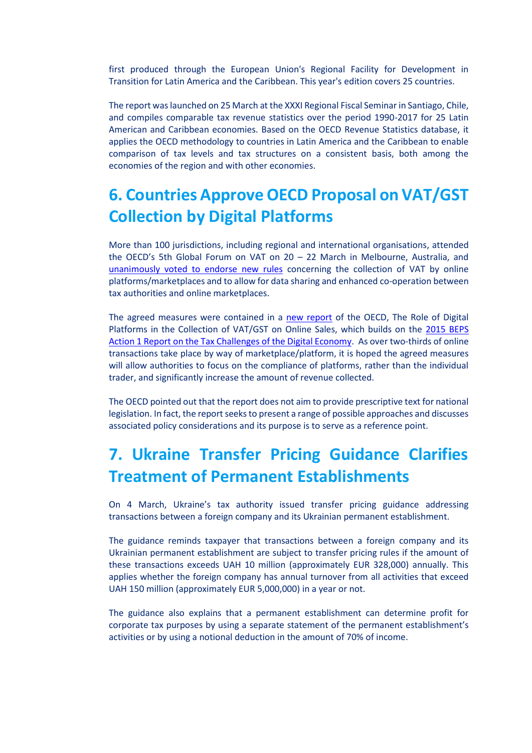first produced through the European Union's Regional Facility for Development in Transition for Latin America and the Caribbean. This year's edition covers 25 countries.

The report was launched on 25 March at the XXXI Regional Fiscal Seminar in Santiago, Chile, and compiles comparable tax revenue statistics over the period 1990-2017 for 25 Latin American and Caribbean economies. Based on the OECD Revenue Statistics database, it applies the OECD methodology to countries in Latin America and the Caribbean to enable comparison of tax levels and tax structures on a consistent basis, both among the economies of the region and with other economies.

# 6. Countries Approve OECD Proposal on VAT/GST Collection by Digital Platforms

More than 100 jurisdictions, including regional and international organisations, attended the OECD's 5th Global Forum on VAT on 20 – 22 March in Melbourne, Australia, and unanimously voted to endorse new rules concerning the collection of VAT by online platforms/marketplaces and to allow for data sharing and enhanced co-operation between tax authorities and online marketplaces.

The agreed measures were contained in a new report of the OECD, The Role of Digital Platforms in the Collection of VAT/GST on Online Sales, which builds on the 2015 BEPS Action 1 Report on the Tax Challenges of the Digital Economy. As over two-thirds of online transactions take place by way of marketplace/platform, it is hoped the agreed measures will allow authorities to focus on the compliance of platforms, rather than the individual trader, and significantly increase the amount of revenue collected.

The OECD pointed out that the report does not aim to provide prescriptive text for national legislation. In fact, the report seeks to present a range of possible approaches and discusses associated policy considerations and its purpose is to serve as a reference point.

# 7. Ukraine Transfer Pricing Guidance Clarifies Treatment of Permanent Establishments

On 4 March, Ukraine's tax authority issued transfer pricing guidance addressing transactions between a foreign company and its Ukrainian permanent establishment.

The guidance reminds taxpayer that transactions between a foreign company and its Ukrainian permanent establishment are subject to transfer pricing rules if the amount of these transactions exceeds UAH 10 million (approximately EUR 328,000) annually. This applies whether the foreign company has annual turnover from all activities that exceed UAH 150 million (approximately EUR 5,000,000) in a year or not.

The guidance also explains that a permanent establishment can determine profit for corporate tax purposes by using a separate statement of the permanent establishment's activities or by using a notional deduction in the amount of 70% of income.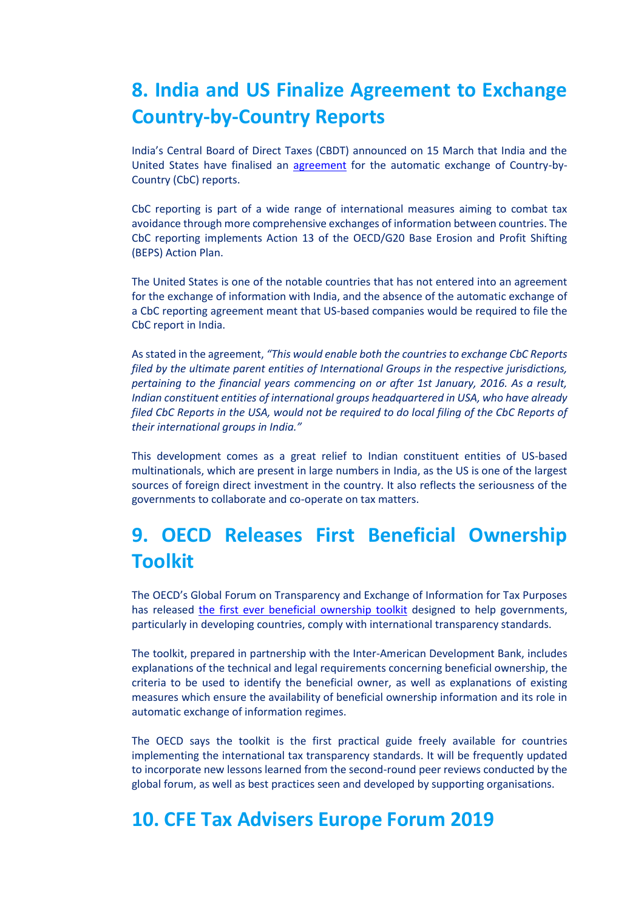## 8. India and US Finalize Agreement to Exchange Country-by-Country Reports

India's Central Board of Direct Taxes (CBDT) announced on 15 March that India and the United States have finalised an agreement for the automatic exchange of Country-by-Country (CbC) reports.

CbC reporting is part of a wide range of international measures aiming to combat tax avoidance through more comprehensive exchanges of information between countries. The CbC reporting implements Action 13 of the OECD/G20 Base Erosion and Profit Shifting (BEPS) Action Plan.

The United States is one of the notable countries that has not entered into an agreement for the exchange of information with India, and the absence of the automatic exchange of a CbC reporting agreement meant that US-based companies would be required to file the CbC report in India.

As stated in the agreement, *"This would enable both the countries to exchange CbC Reports filed by the ultimate parent entities of International Groups in the respective jurisdictions, pertaining to the financial years commencing on or after 1st January, 2016. As a result, Indian constituent entities of international groups headquartered in USA, who have already filed CbC Reports in the USA, would not be required to do local filing of the CbC Reports of their international groups in India."*

This development comes as a great relief to Indian constituent entities of US-based multinationals, which are present in large numbers in India, as the US is one of the largest sources of foreign direct investment in the country. It also reflects the seriousness of the governments to collaborate and co-operate on tax matters.

## 9. OECD Releases First Beneficial Ownership Toolkit

The OECD's Global Forum on Transparency and Exchange of Information for Tax Purposes has released the first ever beneficial ownership toolkit designed to help governments, particularly in developing countries, comply with international transparency standards.

The toolkit, prepared in partnership with the Inter-American Development Bank, includes explanations of the technical and legal requirements concerning beneficial ownership, the criteria to be used to identify the beneficial owner, as well as explanations of existing measures which ensure the availability of beneficial ownership information and its role in automatic exchange of information regimes.

The OECD says the toolkit is the first practical guide freely available for countries implementing the international tax transparency standards. It will be frequently updated to incorporate new lessons learned from the second-round peer reviews conducted by the global forum, as well as best practices seen and developed by supporting organisations.

## 10. CFE Tax Advisers Europe Forum 2019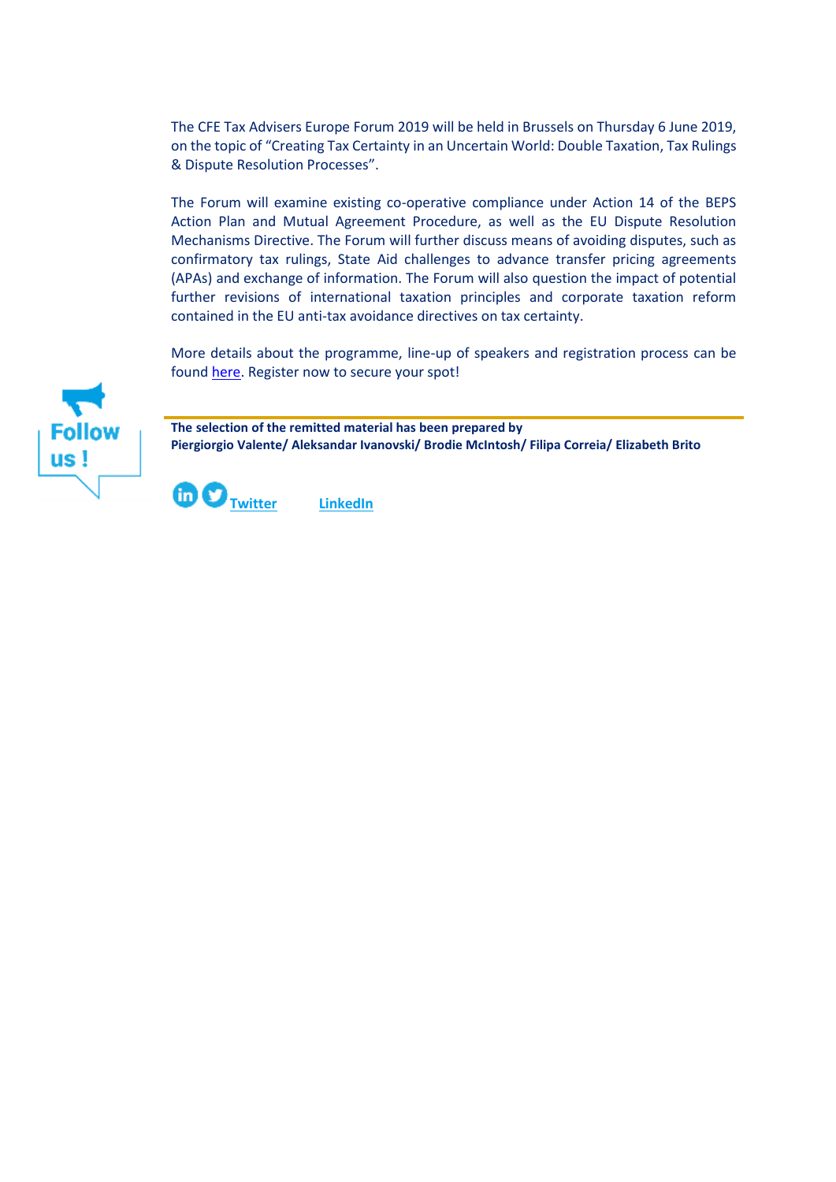The CFE Tax Advisers Europe Forum 2019 will be held in Brussels on Thursday 6 June 2019, on the topic of "Creating Tax Certainty in an Uncertain World: Double Taxation, Tax Rulings & Dispute Resolution Processes".

The Forum will examine existing co-operative compliance under Action 14 of the BEPS Action Plan and Mutual Agreement Procedure, as well as the EU Dispute Resolution Mechanisms Directive. The Forum will further discuss means of avoiding disputes, such as confirmatory tax rulings, State Aid challenges to advance transfer pricing agreements (APAs) and exchange of information. The Forum will also question the impact of potential further revisions of international taxation principles and corporate taxation reform contained in the EU anti-tax avoidance directives on tax certainty.

More details about the programme, line-up of speakers and registration process can be found here. Register now to secure your spot!

Follow us !

**The selection of the remitted material has been prepared by**
**Piergiorgio Valente/ Aleksandar Ivanovski/ Brodie McIntosh/ Filipa Correia/ Elizabeth Brito**

Twitter LinkedIn